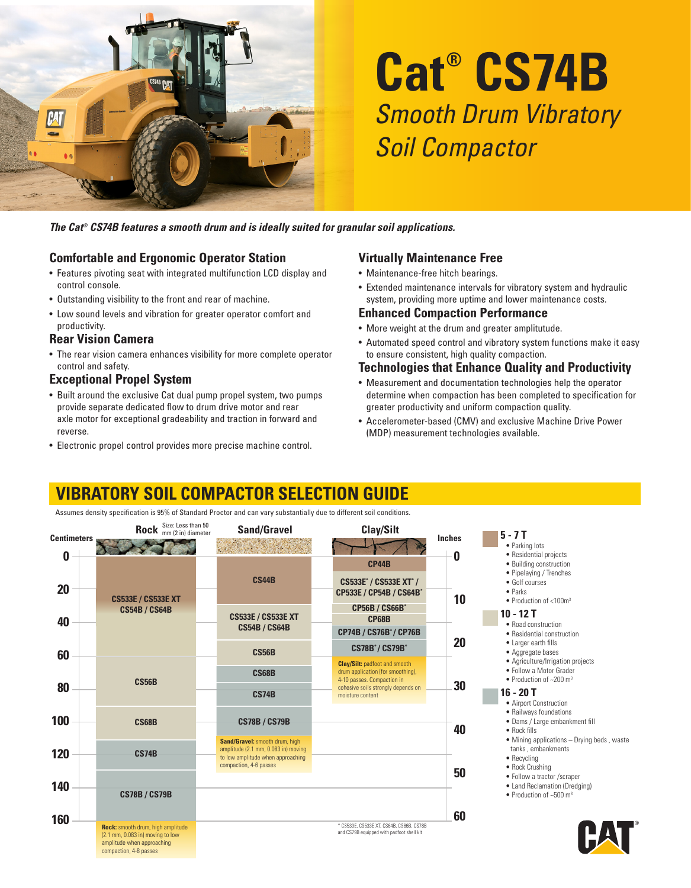# Cat® CS74B

*Smooth Drum Vibratory Soil Compactor*

***The Cat® CS74B features a smooth drum and is ideally suited for granular soil applications.***

## Comfortable and Ergonomic Operator Station

- Features pivoting seat with integrated multifunction LCD display and control console.
- Outstanding visibility to the front and rear of machine.
- Low sound levels and vibration for greater operator comfort and productivity.

## Rear Vision Camera

- The rear vision camera enhances visibility for more complete operator control and safety.

## Exceptional Propel System

- Built around the exclusive Cat dual pump propel system, two pumps provide separate dedicated flow to drum drive motor and rear axle motor for exceptional gradeability and traction in forward and reverse.
- Electronic propel control provides more precise machine control.

## Virtually Maintenance Free

- Maintenance-free hitch bearings.
- Extended maintenance intervals for vibratory system and hydraulic system, providing more uptime and lower maintenance costs.

## Enhanced Compaction Performance

- More weight at the drum and greater amplitutude.
- Automated speed control and vibratory system functions make it easy to ensure consistent, high quality compaction.

## Technologies that Enhance Quality and Productivity

- Measurement and documentation technologies help the operator determine when compaction has been completed to specification for greater productivity and uniform compaction quality.
- Accelerometer-based (CMV) and exclusive Machine Drive Power (MDP) measurement technologies available.

## VIBRATORY SOIL COMPACTOR SELECTION GUIDE

Assumes density specification is 95% of Standard Proctor and can vary substantially due to different soil conditions.

| Lift depth | Rock (Size: Less than 50 mm (2 in) diameter) | Sand/Gravel | Clay/Silt |
|---|---|---|---|
| 0–20 cm (0–10 in) | CS533E / CS533E XT CS54B / CS64B | CS44B | CP44B; CS533E* / CS533E XT* / CP533E / CP54B / CS64B* |
| 20–60 cm (10–20 in) | CS533E / CS533E XT CS54B / CS64B | CS533E / CS533E XT CS54B / CS64B; CS56B | CP56B / CS66B*; CP68B; CP74B / CS76B* / CP76B; CS78B* / CS79B* |
| 60–90 cm (20–35 in) | CS56B | CS68B; CS74B | |
| 90–110 cm | CS68B | CS78B / CS79B | |
| 110–130 cm | CS74B | | |
| 130–160 cm | CS78B / CS79B | | |

**Rock:** smooth drum, high amplitude (2.1 mm, 0.083 in) moving to low amplitude when approaching compaction, 4-8 passes

**Sand/Gravel:** smooth drum, high amplitude (2.1 mm, 0.083 in) moving to low amplitude when approaching compaction, 4-6 passes

**Clay/Silt:** padfoot and smooth drum application (for smoothing), 4-10 passes. Compaction in cohesive soils strongly depends on moisture content

\* CS533E, CS533E XT, CS64B, CS66B, CS78B and CS79B equipped with padfoot shell kit

**5 - 7 T**
- Parking lots
- Residential projects
- Building construction
- Pipelaying / Trenches
- Golf courses
- Parks
- Production of <100m³

**10 - 12 T**
- Road construction
- Residential construction
- Larger earth fills
- Aggregate bases
- Agriculture/Irrigation projects
- Follow a Motor Grader
- Production of ~200 m³

**16 - 20 T**
- Airport Construction
- Railways foundations
- Dams / Large embankment fill
- Rock fills
- Mining applications – Drying beds , waste tanks , embankments
- Recycling
- Rock Crushing
- Follow a tractor /scraper
- Land Reclamation (Dredging)
- Production of ~500 m³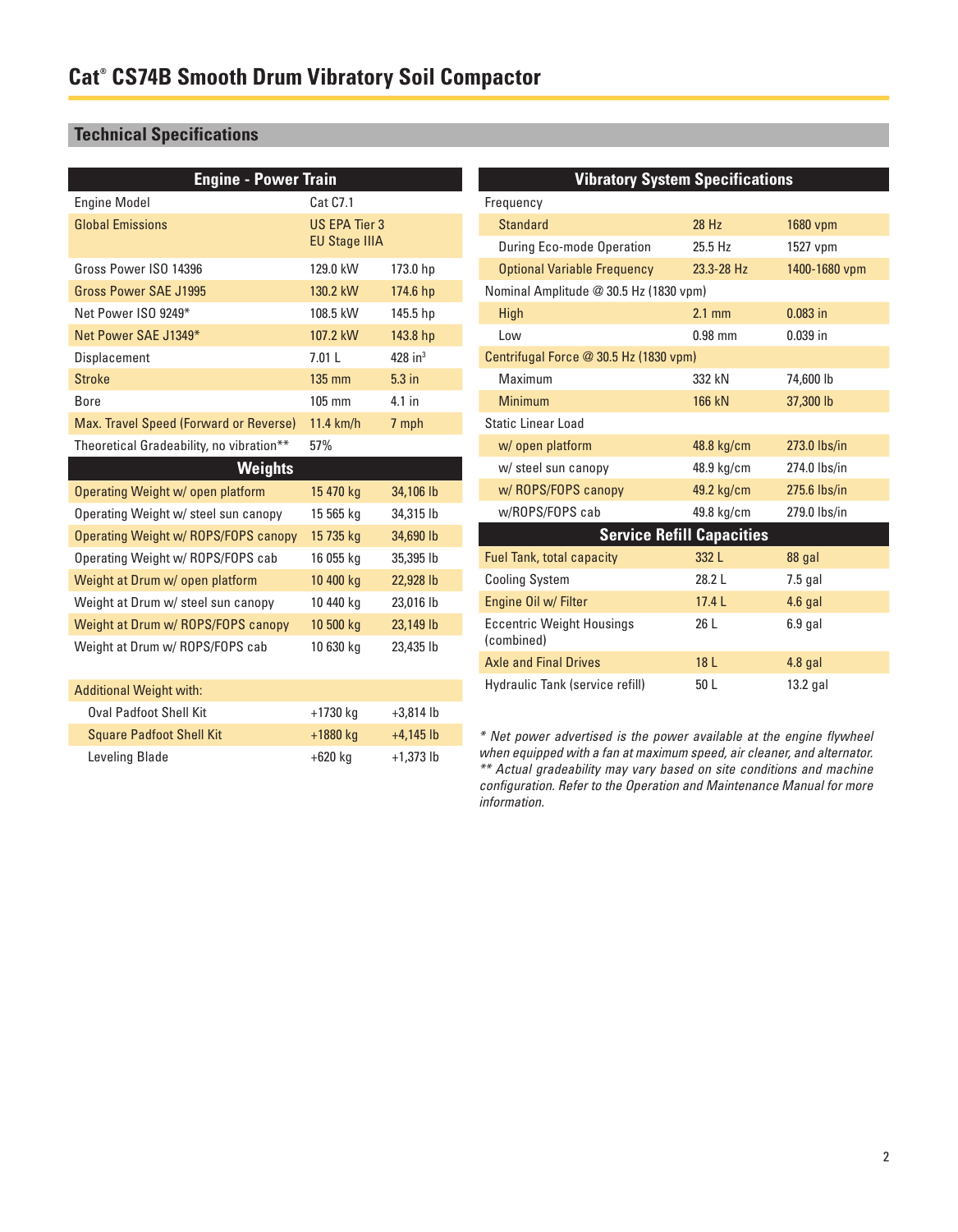# Cat® CS74B Smooth Drum Vibratory Soil Compactor

## Technical Specifications

| Engine - Power Train | | |
|---|---|---|
| Engine Model | Cat C7.1 | |
| Global Emissions | US EPA Tier 3<br>EU Stage IIIA | |
| Gross Power ISO 14396 | 129.0 kW | 173.0 hp |
| Gross Power SAE J1995 | 130.2 kW | 174.6 hp |
| Net Power ISO 9249* | 108.5 kW | 145.5 hp |
| Net Power SAE J1349* | 107.2 kW | 143.8 hp |
| Displacement | 7.01 L | 428 in³ |
| Stroke | 135 mm | 5.3 in |
| Bore | 105 mm | 4.1 in |
| Max. Travel Speed (Forward or Reverse) | 11.4 km/h | 7 mph |
| Theoretical Gradeability, no vibration** | 57% | |

| Weights | | |
|---|---|---|
| Operating Weight w/ open platform | 15 470 kg | 34,106 lb |
| Operating Weight w/ steel sun canopy | 15 565 kg | 34,315 lb |
| Operating Weight w/ ROPS/FOPS canopy | 15 735 kg | 34,690 lb |
| Operating Weight w/ ROPS/FOPS cab | 16 055 kg | 35,395 lb |
| Weight at Drum w/ open platform | 10 400 kg | 22,928 lb |
| Weight at Drum w/ steel sun canopy | 10 440 kg | 23,016 lb |
| Weight at Drum w/ ROPS/FOPS canopy | 10 500 kg | 23,149 lb |
| Weight at Drum w/ ROPS/FOPS cab | 10 630 kg | 23,435 lb |

| Additional Weight with: | | |
|---|---|---|
| Oval Padfoot Shell Kit | +1730 kg | +3,814 lb |
| Square Padfoot Shell Kit | +1880 kg | +4,145 lb |
| Leveling Blade | +620 kg | +1,373 lb |

| Vibratory System Specifications | | |
|---|---|---|
| Frequency | | |
| Standard | 28 Hz | 1680 vpm |
| During Eco-mode Operation | 25.5 Hz | 1527 vpm |
| Optional Variable Frequency | 23.3-28 Hz | 1400-1680 vpm |
| Nominal Amplitude @ 30.5 Hz (1830 vpm) | | |
| High | 2.1 mm | 0.083 in |
| Low | 0.98 mm | 0.039 in |
| Centrifugal Force @ 30.5 Hz (1830 vpm) | | |
| Maximum | 332 kN | 74,600 lb |
| Minimum | 166 kN | 37,300 lb |
| Static Linear Load | | |
| w/ open platform | 48.8 kg/cm | 273.0 lbs/in |
| w/ steel sun canopy | 48.9 kg/cm | 274.0 lbs/in |
| w/ ROPS/FOPS canopy | 49.2 kg/cm | 275.6 lbs/in |
| w/ROPS/FOPS cab | 49.8 kg/cm | 279.0 lbs/in |

| Service Refill Capacities | | |
|---|---|---|
| Fuel Tank, total capacity | 332 L | 88 gal |
| Cooling System | 28.2 L | 7.5 gal |
| Engine Oil w/ Filter | 17.4 L | 4.6 gal |
| Eccentric Weight Housings (combined) | 26 L | 6.9 gal |
| Axle and Final Drives | 18 L | 4.8 gal |
| Hydraulic Tank (service refill) | 50 L | 13.2 gal |

*\* Net power advertised is the power available at the engine flywheel when equipped with a fan at maximum speed, air cleaner, and alternator.*
*\*\* Actual gradeability may vary based on site conditions and machine configuration. Refer to the Operation and Maintenance Manual for more information.*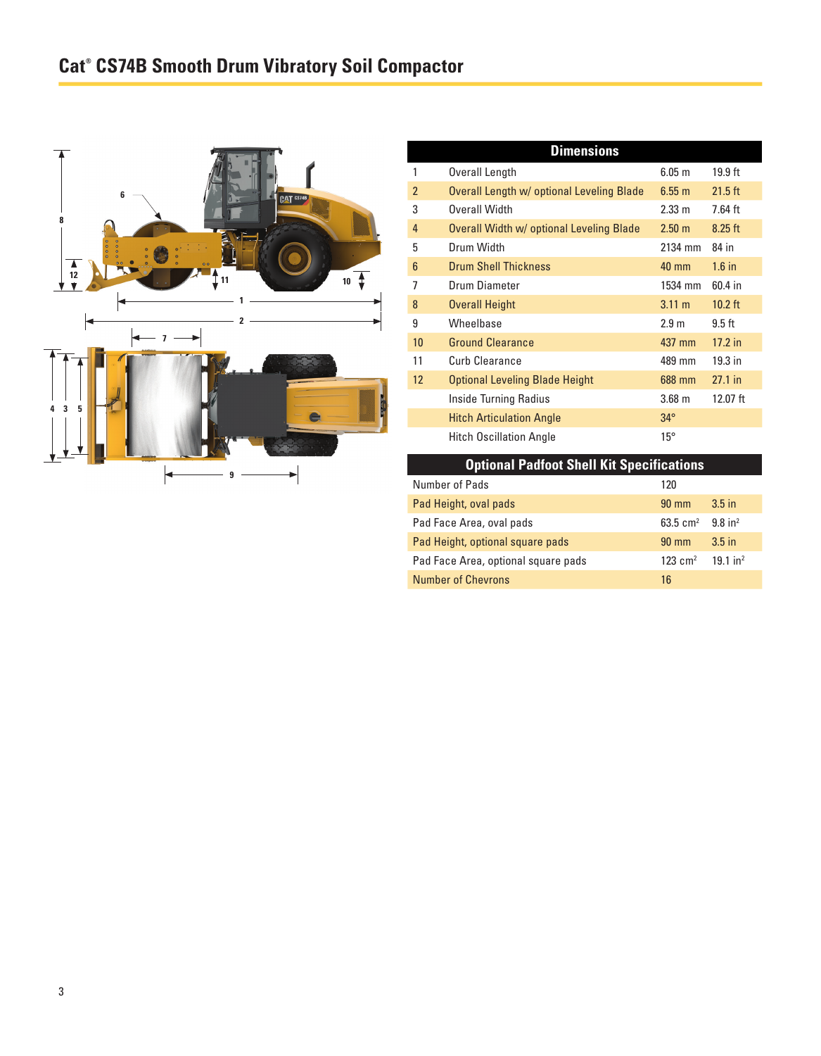# Cat® CS74B Smooth Drum Vibratory Soil Compactor

| Dimensions | | | |
|---|---|---|---|
| 1 | Overall Length | 6.05 m | 19.9 ft |
| 2 | Overall Length w/ optional Leveling Blade | 6.55 m | 21.5 ft |
| 3 | Overall Width | 2.33 m | 7.64 ft |
| 4 | Overall Width w/ optional Leveling Blade | 2.50 m | 8.25 ft |
| 5 | Drum Width | 2134 mm | 84 in |
| 6 | Drum Shell Thickness | 40 mm | 1.6 in |
| 7 | Drum Diameter | 1534 mm | 60.4 in |
| 8 | Overall Height | 3.11 m | 10.2 ft |
| 9 | Wheelbase | 2.9 m | 9.5 ft |
| 10 | Ground Clearance | 437 mm | 17.2 in |
| 11 | Curb Clearance | 489 mm | 19.3 in |
| 12 | Optional Leveling Blade Height | 688 mm | 27.1 in |
| | Inside Turning Radius | 3.68 m | 12.07 ft |
| | Hitch Articulation Angle | 34° | |
| | Hitch Oscillation Angle | 15° | |

| Optional Padfoot Shell Kit Specifications | | |
|---|---|---|
| Number of Pads | 120 | |
| Pad Height, oval pads | 90 mm | 3.5 in |
| Pad Face Area, oval pads | 63.5 $cm^2$ | 9.8 $in^2$ |
| Pad Height, optional square pads | 90 mm | 3.5 in |
| Pad Face Area, optional square pads | 123 $cm^2$ | 19.1 $in^2$ |
| Number of Chevrons | 16 | |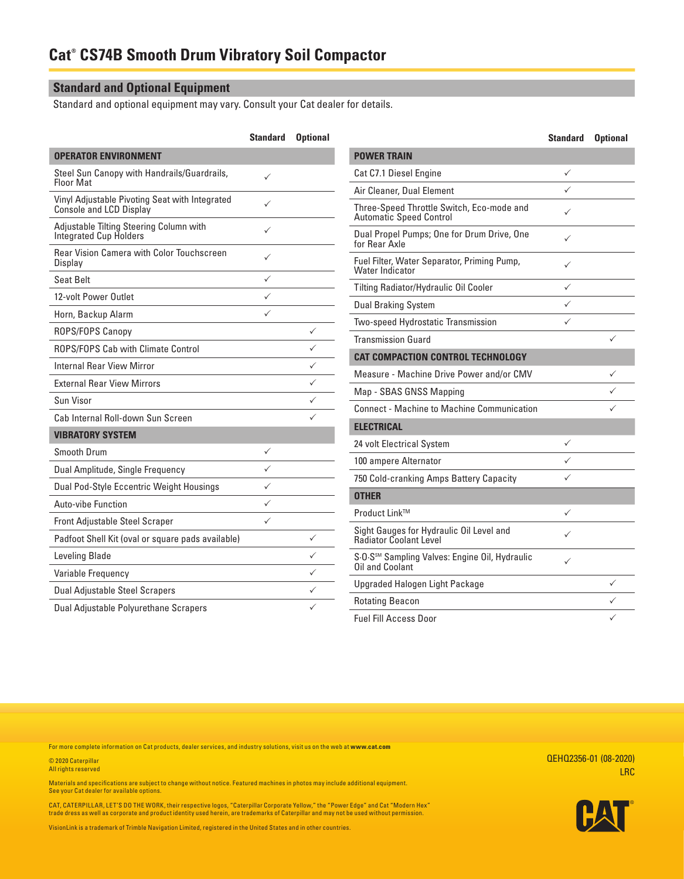# Cat® CS74B Smooth Drum Vibratory Soil Compactor

## Standard and Optional Equipment

Standard and optional equipment may vary. Consult your Cat dealer for details.

| | Standard | Optional |
|---|---|---|
| **OPERATOR ENVIRONMENT** | | |
| Steel Sun Canopy with Handrails/Guardrails, Floor Mat | ✓ | |
| Vinyl Adjustable Pivoting Seat with Integrated Console and LCD Display | ✓ | |
| Adjustable Tilting Steering Column with Integrated Cup Holders | ✓ | |
| Rear Vision Camera with Color Touchscreen Display | ✓ | |
| Seat Belt | ✓ | |
| 12-volt Power Outlet | ✓ | |
| Horn, Backup Alarm | ✓ | |
| ROPS/FOPS Canopy | | ✓ |
| ROPS/FOPS Cab with Climate Control | | ✓ |
| Internal Rear View Mirror | | ✓ |
| External Rear View Mirrors | | ✓ |
| Sun Visor | | ✓ |
| Cab Internal Roll-down Sun Screen | | ✓ |
| **VIBRATORY SYSTEM** | | |
| Smooth Drum | ✓ | |
| Dual Amplitude, Single Frequency | ✓ | |
| Dual Pod-Style Eccentric Weight Housings | ✓ | |
| Auto-vibe Function | ✓ | |
| Front Adjustable Steel Scraper | ✓ | |
| Padfoot Shell Kit (oval or square pads available) | | ✓ |
| Leveling Blade | | ✓ |
| Variable Frequency | | ✓ |
| Dual Adjustable Steel Scrapers | | ✓ |
| Dual Adjustable Polyurethane Scrapers | | ✓ |

| | Standard | Optional |
|---|---|---|
| **POWER TRAIN** | | |
| Cat C7.1 Diesel Engine | ✓ | |
| Air Cleaner, Dual Element | ✓ | |
| Three-Speed Throttle Switch, Eco-mode and Automatic Speed Control | ✓ | |
| Dual Propel Pumps; One for Drum Drive, One for Rear Axle | ✓ | |
| Fuel Filter, Water Separator, Priming Pump, Water Indicator | ✓ | |
| Tilting Radiator/Hydraulic Oil Cooler | ✓ | |
| Dual Braking System | ✓ | |
| Two-speed Hydrostatic Transmission | ✓ | |
| Transmission Guard | | ✓ |
| **CAT COMPACTION CONTROL TECHNOLOGY** | | |
| Measure - Machine Drive Power and/or CMV | | ✓ |
| Map - SBAS GNSS Mapping | | ✓ |
| Connect - Machine to Machine Communication | | ✓ |
| **ELECTRICAL** | | |
| 24 volt Electrical System | ✓ | |
| 100 ampere Alternator | ✓ | |
| 750 Cold-cranking Amps Battery Capacity | ✓ | |
| **OTHER** | | |
| Product Link™ | ✓ | |
| Sight Gauges for Hydraulic Oil Level and Radiator Coolant Level | ✓ | |
| S·O·S℠ Sampling Valves: Engine Oil, Hydraulic Oil and Coolant | ✓ | |
| Upgraded Halogen Light Package | | ✓ |
| Rotating Beacon | | ✓ |
| Fuel Fill Access Door | | ✓ |

For more complete information on Cat products, dealer services, and industry solutions, visit us on the web at **www.cat.com**

© 2020 Caterpillar
All rights reserved

Materials and specifications are subject to change without notice. Featured machines in photos may include additional equipment. See your Cat dealer for available options.

CAT, CATERPILLAR, LET'S DO THE WORK, their respective logos, "Caterpillar Corporate Yellow," the "Power Edge" and Cat "Modern Hex" trade dress as well as corporate and product identity used herein, are trademarks of Caterpillar and may not be used without permission.

VisionLink is a trademark of Trimble Navigation Limited, registered in the United States and in other countries.

QEHQ2356-01 (08-2020)
LRC